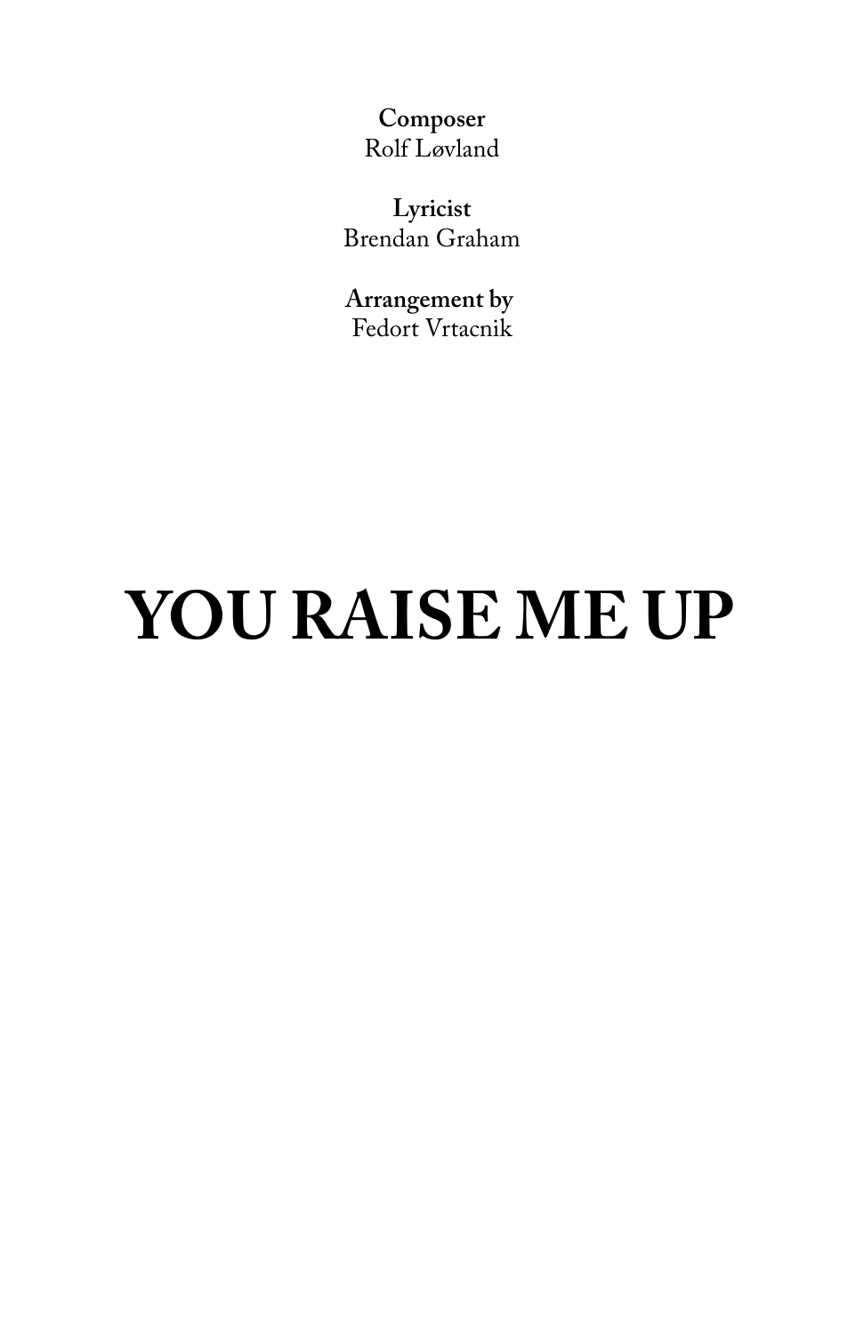**Composer**
Rolf Løvland

**Lyricist**
Brendan Graham

**Arrangement by**
Fedort Vrtacnik

# YOU RAISE ME UP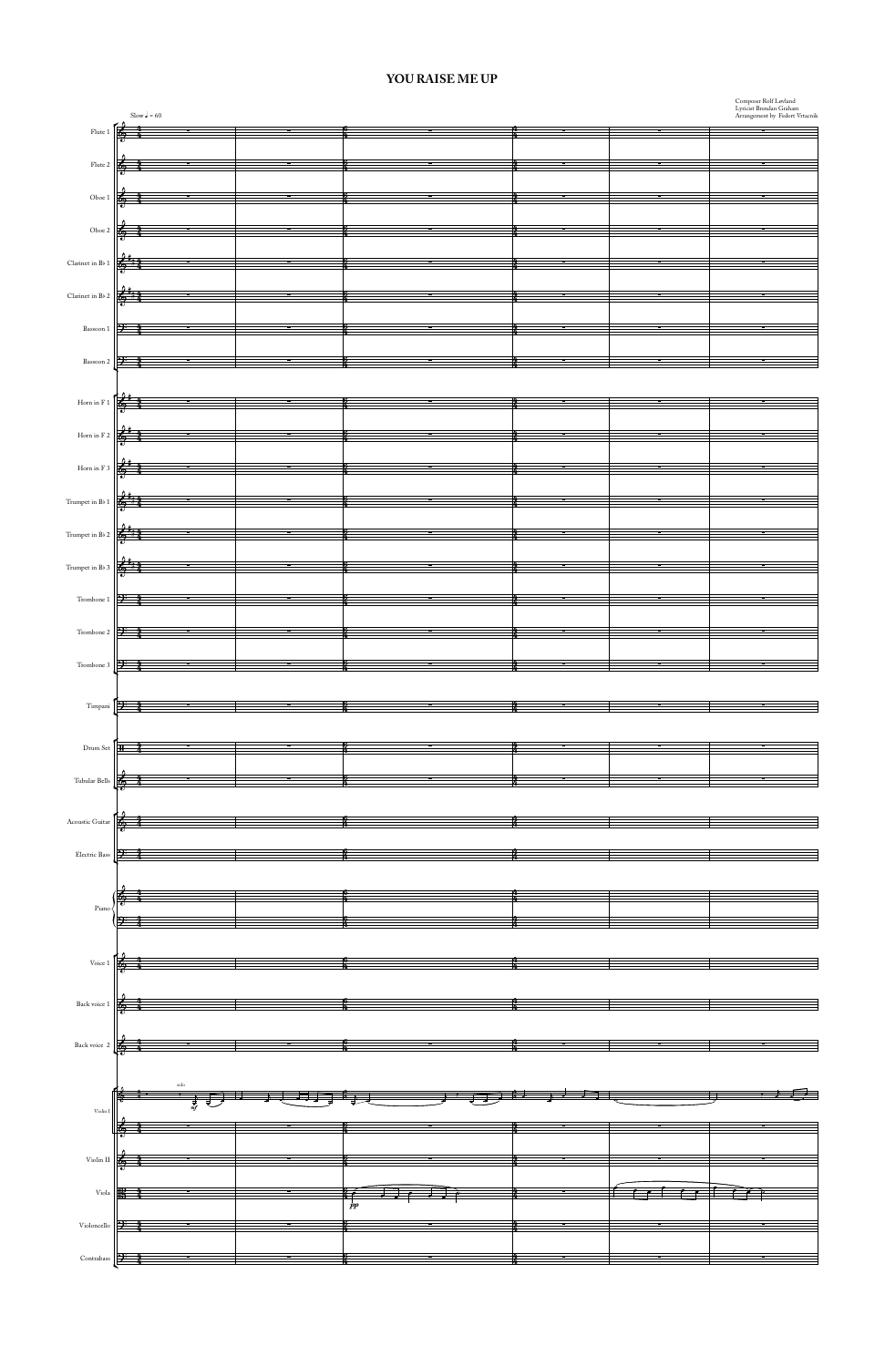# YOU RAISE ME UP

Composer Rolf Løvland
Lyricist Brendan Graham
Arrangement by Fedort Vrtacnik

Slow ♩ = 60

Flute 1
Flute 2
Oboe 1
Oboe 2
Clarinet in B♭ 1
Clarinet in B♭ 2
Bassoon 1
Bassoon 2
Horn in F 1
Horn in F 2
Horn in F 3
Trumpet in B♭ 1
Trumpet in B♭ 2
Trumpet in B♭ 3
Trombone 1
Trombone 2
Trombone 3
Timpani
Drum Set
Tubular Bells
Acoustic Guitar
Electric Bass
Piano
Voice 1
Back voice 1
Back voice 2
Violin I
Violin II
Viola
Violoncello
Contrabass

solo

*mf*

*pp*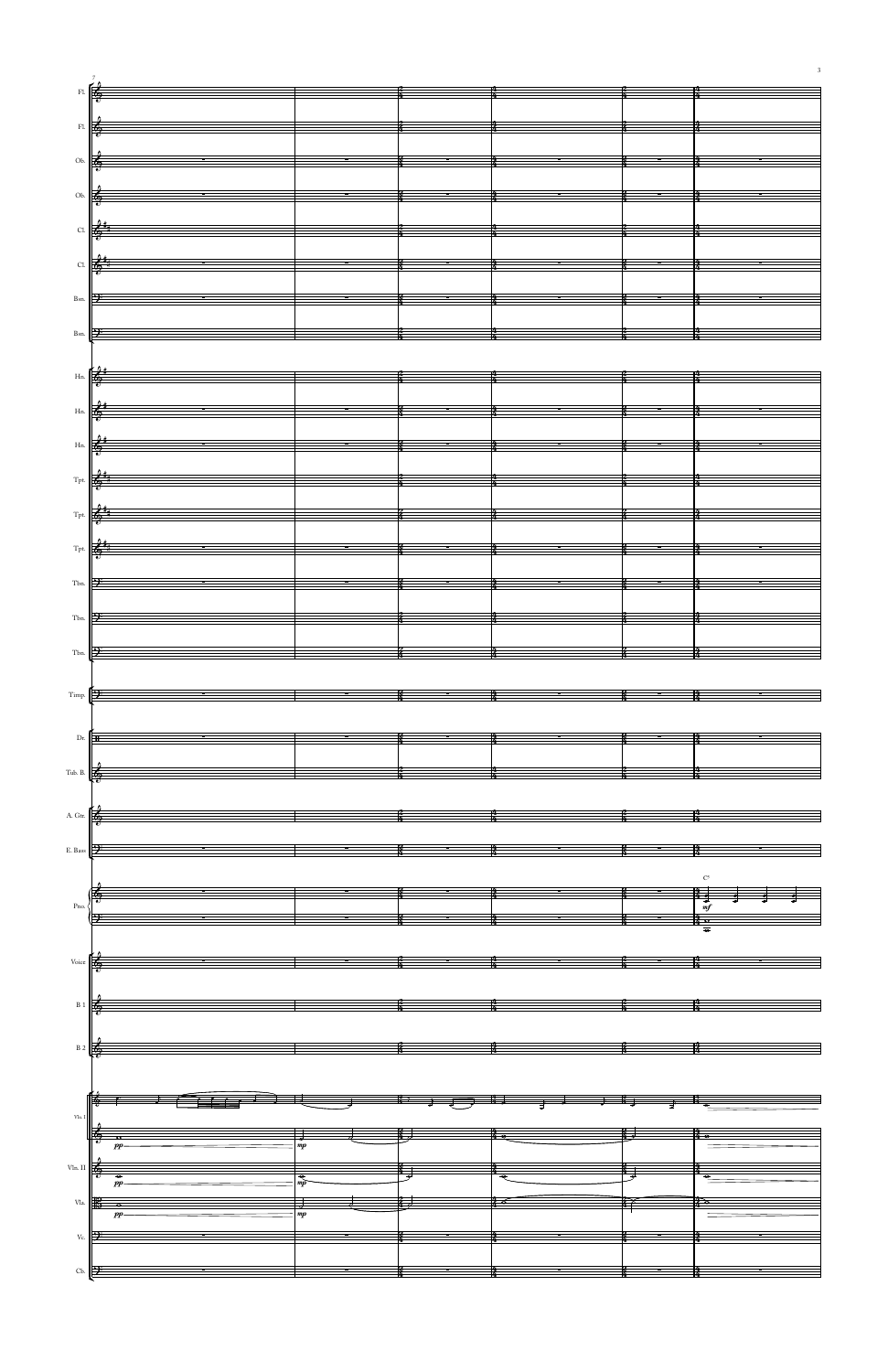Fl.

Fl.

Ob.

Ob.

Cl.

Cl.

Bsn.

Bsn.

Hn.

Hn.

Hn.

Tpt.

Tpt.

Tpt.

Tbn.

Tbn.

Tbn.

Timp.

Dr.

Tub. B.

A. Gtr.

E. Bass

Pno.

Voice

B 1

B 2

Vln. I

Vln. II

Vla.

Vc.

Cb.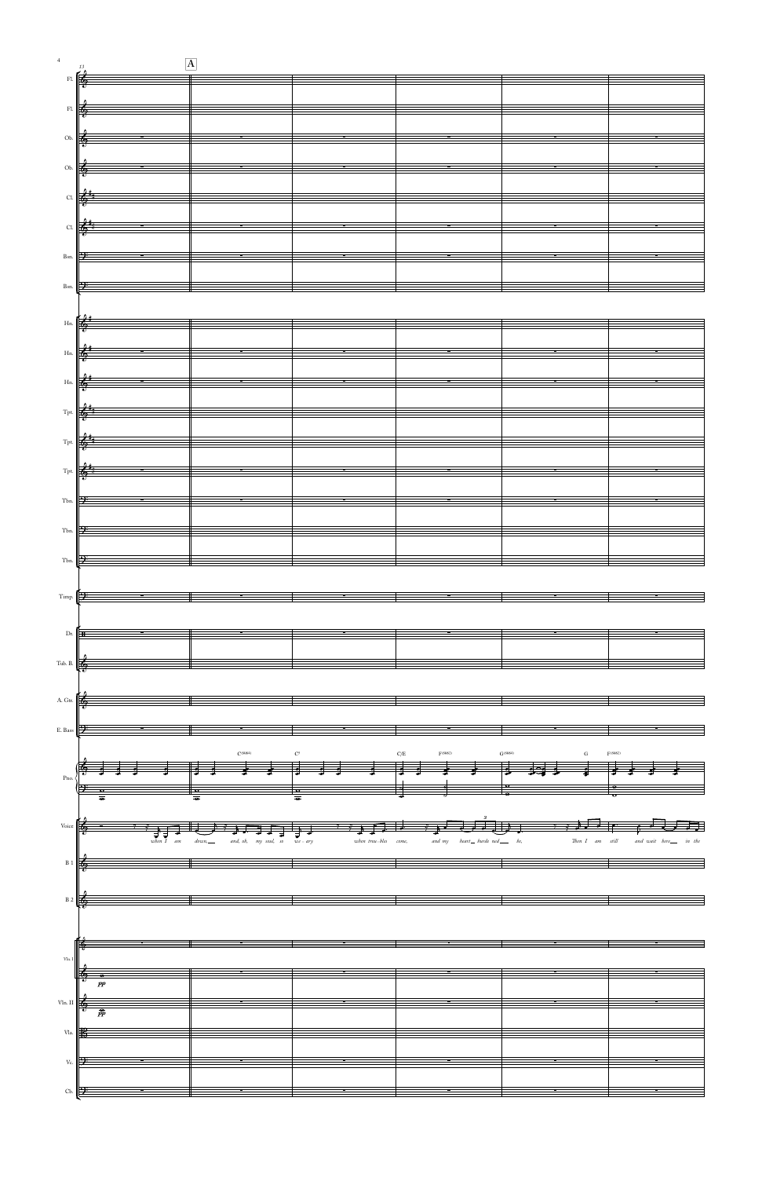**A**

Fl. · Fl. · Ob. · Ob. · Cl. · Cl. · Bsn. · Bsn. · Hn. · Hn. · Hn. · Tpt. · Tpt. · Tpt. · Tbn. · Tbn. · Tbn. · Timp. · Dr. · Tub. B. · A. Gtr. · E. Bass · Pno. · Voice · B 1 · B 2 · Vln. I · Vln. II · Vla. · Vc. · Cb.

Pno.: C(SUS4) · C5 · C/E · F(SUS2) · G(SUS4) · G · F(SUS2)

Voice: *when I am down, and, oh, my soul, so wea - ary when trou - bles come, and my heart burde ned be, Then I am still and wait here in the*

Vln. I: *pp*

Vln. II: *pp*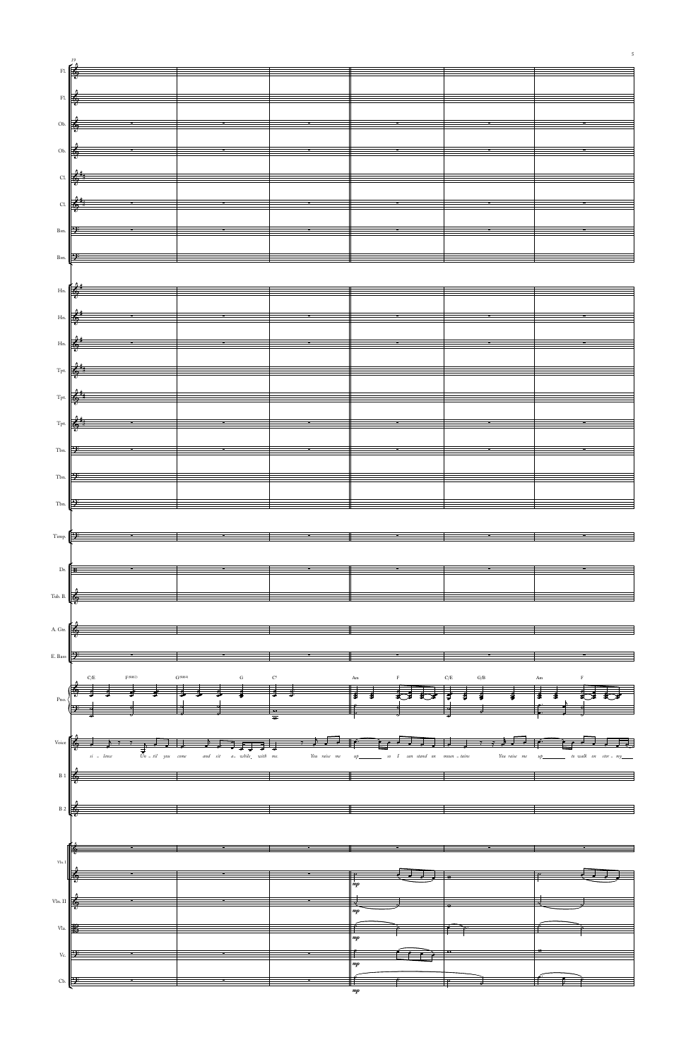Fl.
Fl.
Ob.
Ob.
Cl.
Cl.
Bsn.
Bsn.
Hn.
Hn.
Hn.
Tpt.
Tpt.
Tpt.
Tbn.
Tbn.
Tbn.
Timp.
Dr.
Tub. B.
A. Gtr.
E. Bass

C/E F(add2) G(add4) G C⁹ Am F C/E G/B Am F

Pno.

Voice

si - lence Un - til you come and sit a - while with me. You raise me up so I can stand on moun - tains You raise me up to walk on stor - my

B 1
B 2
Vln. I
Vln. II
Vla.
Vc.
Cb.

*mp*